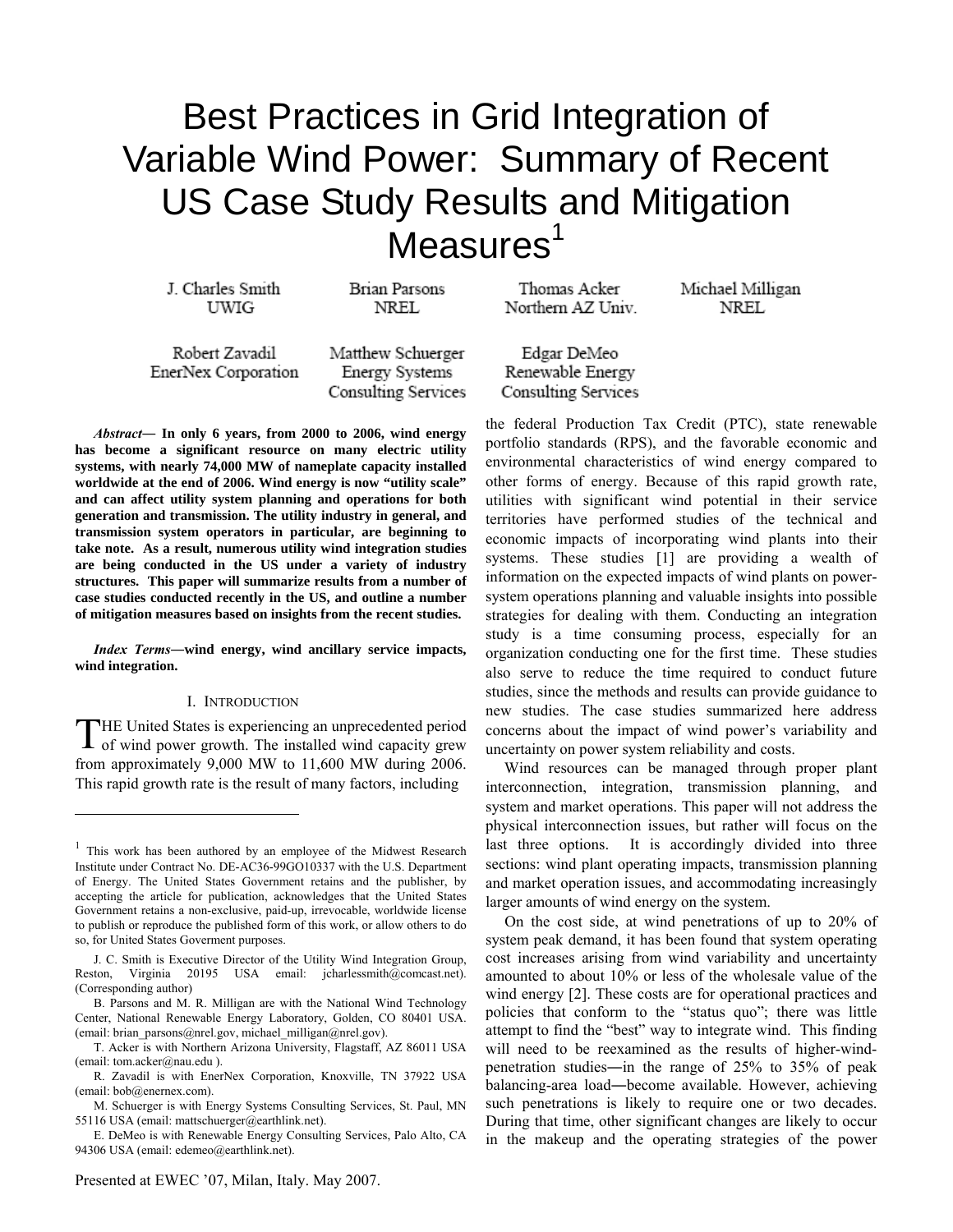# Best Practices in Grid Integration of Variable Wind Power: Summary of Recent US Case Study Results and Mitigation Measures[1]

J. Charles Smith, UWIG; Brian Parsons, NREL; Thomas Acker, Northern AZ Univ.; Michael Milligan, NREL; Robert Zavadil, EnerNex Corporation; Matthew Schuerger, Energy Systems Consulting Services; Edgar DeMeo, Renewable Energy Consulting Services

***Abstract*— In only 6 years, from 2000 to 2006, wind energy has become a significant resource on many electric utility systems, with nearly 74,000 MW of nameplate capacity installed worldwide at the end of 2006. Wind energy is now "utility scale" and can affect utility system planning and operations for both generation and transmission. The utility industry in general, and transmission system operators in particular, are beginning to take note. As a result, numerous utility wind integration studies are being conducted in the US under a variety of industry structures. This paper will summarize results from a number of case studies conducted recently in the US, and outline a number of mitigation measures based on insights from the recent studies.**

***Index Terms*—wind energy, wind ancillary service impacts, wind integration.**

## I. Introduction

The United States is experiencing an unprecedented period of wind power growth. The installed wind capacity grew from approximately 9,000 MW to 11,600 MW during 2006. This rapid growth rate is the result of many factors, including the federal Production Tax Credit (PTC), state renewable portfolio standards (RPS), and the favorable economic and environmental characteristics of wind energy compared to other forms of energy. Because of this rapid growth rate, utilities with significant wind potential in their service territories have performed studies of the technical and economic impacts of incorporating wind plants into their systems. These studies [1] are providing a wealth of information on the expected impacts of wind plants on power-system operations planning and valuable insights into possible strategies for dealing with them. Conducting an integration study is a time consuming process, especially for an organization conducting one for the first time. These studies also serve to reduce the time required to conduct future studies, since the methods and results can provide guidance to new studies. The case studies summarized here address concerns about the impact of wind power's variability and uncertainty on power system reliability and costs.

Wind resources can be managed through proper plant interconnection, integration, transmission planning, and system and market operations. This paper will not address the physical interconnection issues, but rather will focus on the last three options. It is accordingly divided into three sections: wind plant operating impacts, transmission planning and market operation issues, and accommodating increasingly larger amounts of wind energy on the system.

On the cost side, at wind penetrations of up to 20% of system peak demand, it has been found that system operating cost increases arising from wind variability and uncertainty amounted to about 10% or less of the wholesale value of the wind energy [2]. These costs are for operational practices and policies that conform to the "status quo"; there was little attempt to find the "best" way to integrate wind. This finding will need to be reexamined as the results of higher-wind-penetration studies―in the range of 25% to 35% of peak balancing-area load―become available. However, achieving such penetrations is likely to require one or two decades. During that time, other significant changes are likely to occur in the makeup and the operating strategies of the power

---

[1] This work has been authored by an employee of the Midwest Research Institute under Contract No. DE-AC36-99GO10337 with the U.S. Department of Energy. The United States Government retains and the publisher, by accepting the article for publication, acknowledges that the United States Government retains a non-exclusive, paid-up, irrevocable, worldwide license to publish or reproduce the published form of this work, or allow others to do so, for United States Goverment purposes.

J. C. Smith is Executive Director of the Utility Wind Integration Group, Reston, Virginia 20195 USA email: jcharlessmith@comcast.net). (Corresponding author)

B. Parsons and M. R. Milligan are with the National Wind Technology Center, National Renewable Energy Laboratory, Golden, CO 80401 USA. (email: brian_parsons@nrel.gov, michael_milligan@nrel.gov).

T. Acker is with Northern Arizona University, Flagstaff, AZ 86011 USA (email: tom.acker@nau.edu ).

R. Zavadil is with EnerNex Corporation, Knoxville, TN 37922 USA (email: bob@enernex.com).

M. Schuerger is with Energy Systems Consulting Services, St. Paul, MN 55116 USA (email: mattschuerger@earthlink.net).

E. DeMeo is with Renewable Energy Consulting Services, Palo Alto, CA 94306 USA (email: edemeo@earthlink.net).

Presented at EWEC '07, Milan, Italy. May 2007.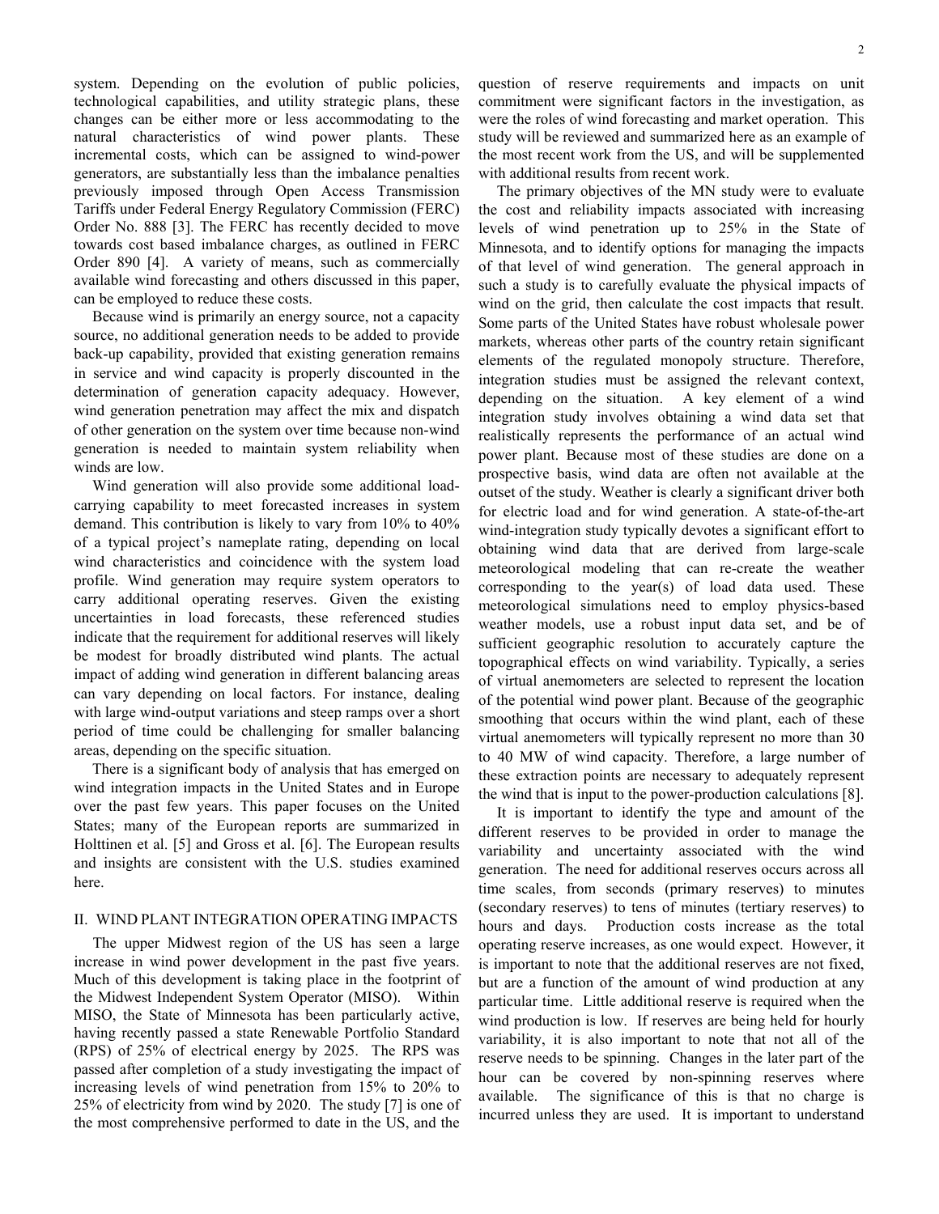system. Depending on the evolution of public policies, technological capabilities, and utility strategic plans, these changes can be either more or less accommodating to the natural characteristics of wind power plants. These incremental costs, which can be assigned to wind-power generators, are substantially less than the imbalance penalties previously imposed through Open Access Transmission Tariffs under Federal Energy Regulatory Commission (FERC) Order No. 888 [3]. The FERC has recently decided to move towards cost based imbalance charges, as outlined in FERC Order 890 [4]. A variety of means, such as commercially available wind forecasting and others discussed in this paper, can be employed to reduce these costs.

Because wind is primarily an energy source, not a capacity source, no additional generation needs to be added to provide back-up capability, provided that existing generation remains in service and wind capacity is properly discounted in the determination of generation capacity adequacy. However, wind generation penetration may affect the mix and dispatch of other generation on the system over time because non-wind generation is needed to maintain system reliability when winds are low.

Wind generation will also provide some additional load-carrying capability to meet forecasted increases in system demand. This contribution is likely to vary from 10% to 40% of a typical project's nameplate rating, depending on local wind characteristics and coincidence with the system load profile. Wind generation may require system operators to carry additional operating reserves. Given the existing uncertainties in load forecasts, these referenced studies indicate that the requirement for additional reserves will likely be modest for broadly distributed wind plants. The actual impact of adding wind generation in different balancing areas can vary depending on local factors. For instance, dealing with large wind-output variations and steep ramps over a short period of time could be challenging for smaller balancing areas, depending on the specific situation.

There is a significant body of analysis that has emerged on wind integration impacts in the United States and in Europe over the past few years. This paper focuses on the United States; many of the European reports are summarized in Holttinen et al. [5] and Gross et al. [6]. The European results and insights are consistent with the U.S. studies examined here.

## II. Wind Plant Integration Operating Impacts

The upper Midwest region of the US has seen a large increase in wind power development in the past five years. Much of this development is taking place in the footprint of the Midwest Independent System Operator (MISO). Within MISO, the State of Minnesota has been particularly active, having recently passed a state Renewable Portfolio Standard (RPS) of 25% of electrical energy by 2025. The RPS was passed after completion of a study investigating the impact of increasing levels of wind penetration from 15% to 20% to 25% of electricity from wind by 2020. The study [7] is one of the most comprehensive performed to date in the US, and the question of reserve requirements and impacts on unit commitment were significant factors in the investigation, as were the roles of wind forecasting and market operation. This study will be reviewed and summarized here as an example of the most recent work from the US, and will be supplemented with additional results from recent work.

The primary objectives of the MN study were to evaluate the cost and reliability impacts associated with increasing levels of wind penetration up to 25% in the State of Minnesota, and to identify options for managing the impacts of that level of wind generation. The general approach in such a study is to carefully evaluate the physical impacts of wind on the grid, then calculate the cost impacts that result. Some parts of the United States have robust wholesale power markets, whereas other parts of the country retain significant elements of the regulated monopoly structure. Therefore, integration studies must be assigned the relevant context, depending on the situation. A key element of a wind integration study involves obtaining a wind data set that realistically represents the performance of an actual wind power plant. Because most of these studies are done on a prospective basis, wind data are often not available at the outset of the study. Weather is clearly a significant driver both for electric load and for wind generation. A state-of-the-art wind-integration study typically devotes a significant effort to obtaining wind data that are derived from large-scale meteorological modeling that can re-create the weather corresponding to the year(s) of load data used. These meteorological simulations need to employ physics-based weather models, use a robust input data set, and be of sufficient geographic resolution to accurately capture the topographical effects on wind variability. Typically, a series of virtual anemometers are selected to represent the location of the potential wind power plant. Because of the geographic smoothing that occurs within the wind plant, each of these virtual anemometers will typically represent no more than 30 to 40 MW of wind capacity. Therefore, a large number of these extraction points are necessary to adequately represent the wind that is input to the power-production calculations [8].

It is important to identify the type and amount of the different reserves to be provided in order to manage the variability and uncertainty associated with the wind generation. The need for additional reserves occurs across all time scales, from seconds (primary reserves) to minutes (secondary reserves) to tens of minutes (tertiary reserves) to hours and days. Production costs increase as the total operating reserve increases, as one would expect. However, it is important to note that the additional reserves are not fixed, but are a function of the amount of wind production at any particular time. Little additional reserve is required when the wind production is low. If reserves are being held for hourly variability, it is also important to note that not all of the reserve needs to be spinning. Changes in the later part of the hour can be covered by non-spinning reserves where available. The significance of this is that no charge is incurred unless they are used. It is important to understand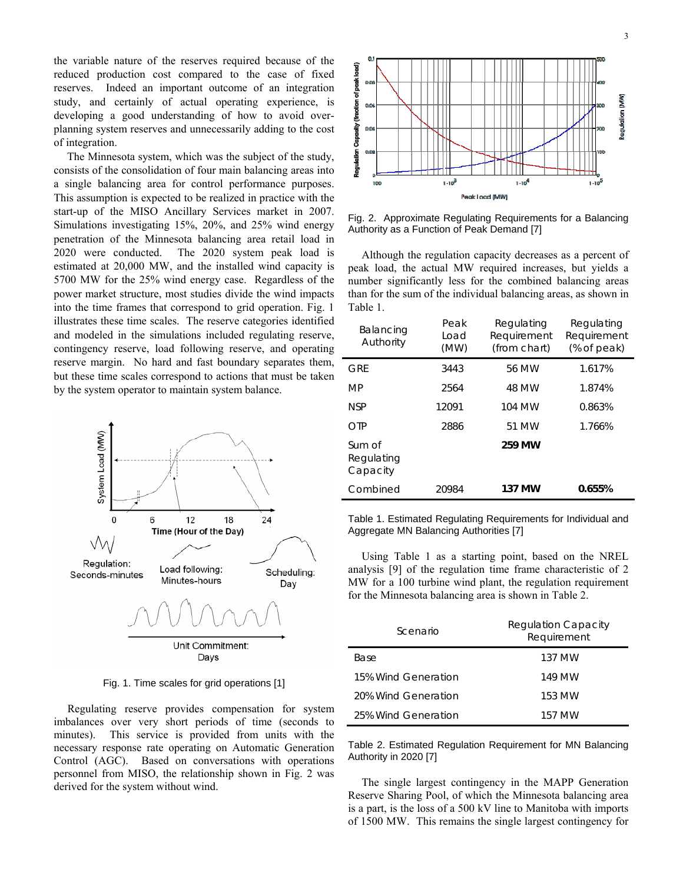the variable nature of the reserves required because of the reduced production cost compared to the case of fixed reserves. Indeed an important outcome of an integration study, and certainly of actual operating experience, is developing a good understanding of how to avoid over-planning system reserves and unnecessarily adding to the cost of integration.

The Minnesota system, which was the subject of the study, consists of the consolidation of four main balancing areas into a single balancing area for control performance purposes. This assumption is expected to be realized in practice with the start-up of the MISO Ancillary Services market in 2007. Simulations investigating 15%, 20%, and 25% wind energy penetration of the Minnesota balancing area retail load in 2020 were conducted. The 2020 system peak load is estimated at 20,000 MW, and the installed wind capacity is 5700 MW for the 25% wind energy case. Regardless of the power market structure, most studies divide the wind impacts into the time frames that correspond to grid operation. Fig. 1 illustrates these time scales. The reserve categories identified and modeled in the simulations included regulating reserve, contingency reserve, load following reserve, and operating reserve margin. No hard and fast boundary separates them, but these time scales correspond to actions that must be taken by the system operator to maintain system balance.

Fig. 1. Time scales for grid operations [1]

Regulating reserve provides compensation for system imbalances over very short periods of time (seconds to minutes). This service is provided from units with the necessary response rate operating on Automatic Generation Control (AGC). Based on conversations with operations personnel from MISO, the relationship shown in Fig. 2 was derived for the system without wind.

Fig. 2. Approximate Regulating Requirements for a Balancing Authority as a Function of Peak Demand [7]

Although the regulation capacity decreases as a percent of peak load, the actual MW required increases, but yields a number significantly less for the combined balancing areas than for the sum of the individual balancing areas, as shown in Table 1.

| Balancing Authority | Peak Load (MW) | Regulating Requirement (from chart) | Regulating Requirement (% of peak) |
|---|---|---|---|
| GRE | 3443 | 56 MW | 1.617% |
| MP | 2564 | 48 MW | 1.874% |
| NSP | 12091 | 104 MW | 0.863% |
| OTP | 2886 | 51 MW | 1.766% |
| Sum of Regulating Capacity | | **259 MW** | |
| Combined | 20984 | **137 MW** | **0.655%** |

Table 1. Estimated Regulating Requirements for Individual and Aggregate MN Balancing Authorities [7]

Using Table 1 as a starting point, based on the NREL analysis [9] of the regulation time frame characteristic of 2 MW for a 100 turbine wind plant, the regulation requirement for the Minnesota balancing area is shown in Table 2.

| Scenario | Regulation Capacity Requirement |
|---|---|
| Base | 137 MW |
| 15% Wind Generation | 149 MW |
| 20% Wind Generation | 153 MW |
| 25% Wind Generation | 157 MW |

Table 2. Estimated Regulation Requirement for MN Balancing Authority in 2020 [7]

The single largest contingency in the MAPP Generation Reserve Sharing Pool, of which the Minnesota balancing area is a part, is the loss of a 500 kV line to Manitoba with imports of 1500 MW. This remains the single largest contingency for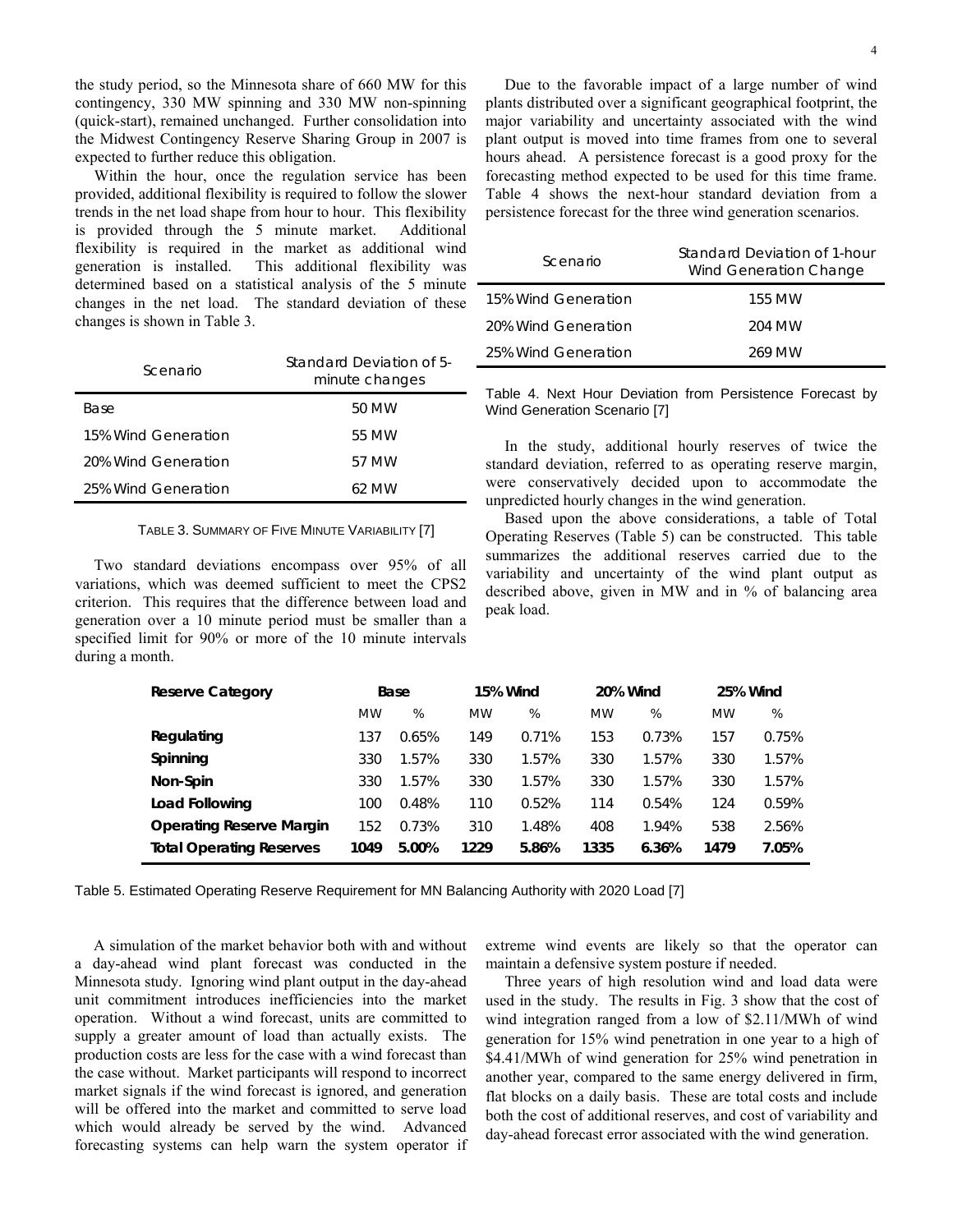the study period, so the Minnesota share of 660 MW for this contingency, 330 MW spinning and 330 MW non-spinning (quick-start), remained unchanged. Further consolidation into the Midwest Contingency Reserve Sharing Group in 2007 is expected to further reduce this obligation.

Within the hour, once the regulation service has been provided, additional flexibility is required to follow the slower trends in the net load shape from hour to hour. This flexibility is provided through the 5 minute market. Additional flexibility is required in the market as additional wind generation is installed. This additional flexibility was determined based on a statistical analysis of the 5 minute changes in the net load. The standard deviation of these changes is shown in Table 3.

| Scenario | Standard Deviation of 5-minute changes |
|---|---|
| Base | 50 MW |
| 15% Wind Generation | 55 MW |
| 20% Wind Generation | 57 MW |
| 25% Wind Generation | 62 MW |

TABLE 3. SUMMARY OF FIVE MINUTE VARIABILITY [7]

Two standard deviations encompass over 95% of all variations, which was deemed sufficient to meet the CPS2 criterion. This requires that the difference between load and generation over a 10 minute period must be smaller than a specified limit for 90% or more of the 10 minute intervals during a month.

Due to the favorable impact of a large number of wind plants distributed over a significant geographical footprint, the major variability and uncertainty associated with the wind plant output is moved into time frames from one to several hours ahead. A persistence forecast is a good proxy for the forecasting method expected to be used for this time frame. Table 4 shows the next-hour standard deviation from a persistence forecast for the three wind generation scenarios.

| Scenario | Standard Deviation of 1-hour Wind Generation Change |
|---|---|
| 15% Wind Generation | 155 MW |
| 20% Wind Generation | 204 MW |
| 25% Wind Generation | 269 MW |

Table 4. Next Hour Deviation from Persistence Forecast by Wind Generation Scenario [7]

In the study, additional hourly reserves of twice the standard deviation, referred to as operating reserve margin, were conservatively decided upon to accommodate the unpredicted hourly changes in the wind generation.

Based upon the above considerations, a table of Total Operating Reserves (Table 5) can be constructed. This table summarizes the additional reserves carried due to the variability and uncertainty of the wind plant output as described above, given in MW and in % of balancing area peak load.

| **Reserve Category** | **Base** | | **15% Wind** | | **20% Wind** | | **25% Wind** | |
|---|---|---|---|---|---|---|---|---|
| | MW | % | MW | % | MW | % | MW | % |
| **Regulating** | 137 | 0.65% | 149 | 0.71% | 153 | 0.73% | 157 | 0.75% |
| **Spinning** | 330 | 1.57% | 330 | 1.57% | 330 | 1.57% | 330 | 1.57% |
| **Non-Spin** | 330 | 1.57% | 330 | 1.57% | 330 | 1.57% | 330 | 1.57% |
| **Load Following** | 100 | 0.48% | 110 | 0.52% | 114 | 0.54% | 124 | 0.59% |
| **Operating Reserve Margin** | 152 | 0.73% | 310 | 1.48% | 408 | 1.94% | 538 | 2.56% |
| **Total Operating Reserves** | **1049** | **5.00%** | **1229** | **5.86%** | **1335** | **6.36%** | **1479** | **7.05%** |

Table 5. Estimated Operating Reserve Requirement for MN Balancing Authority with 2020 Load [7]

A simulation of the market behavior both with and without a day-ahead wind plant forecast was conducted in the Minnesota study. Ignoring wind plant output in the day-ahead unit commitment introduces inefficiencies into the market operation. Without a wind forecast, units are committed to supply a greater amount of load than actually exists. The production costs are less for the case with a wind forecast than the case without. Market participants will respond to incorrect market signals if the wind forecast is ignored, and generation will be offered into the market and committed to serve load which would already be served by the wind. Advanced forecasting systems can help warn the system operator if extreme wind events are likely so that the operator can maintain a defensive system posture if needed.

Three years of high resolution wind and load data were used in the study. The results in Fig. 3 show that the cost of wind integration ranged from a low of \$2.11/MWh of wind generation for 15% wind penetration in one year to a high of \$4.41/MWh of wind generation for 25% wind penetration in another year, compared to the same energy delivered in firm, flat blocks on a daily basis. These are total costs and include both the cost of additional reserves, and cost of variability and day-ahead forecast error associated with the wind generation.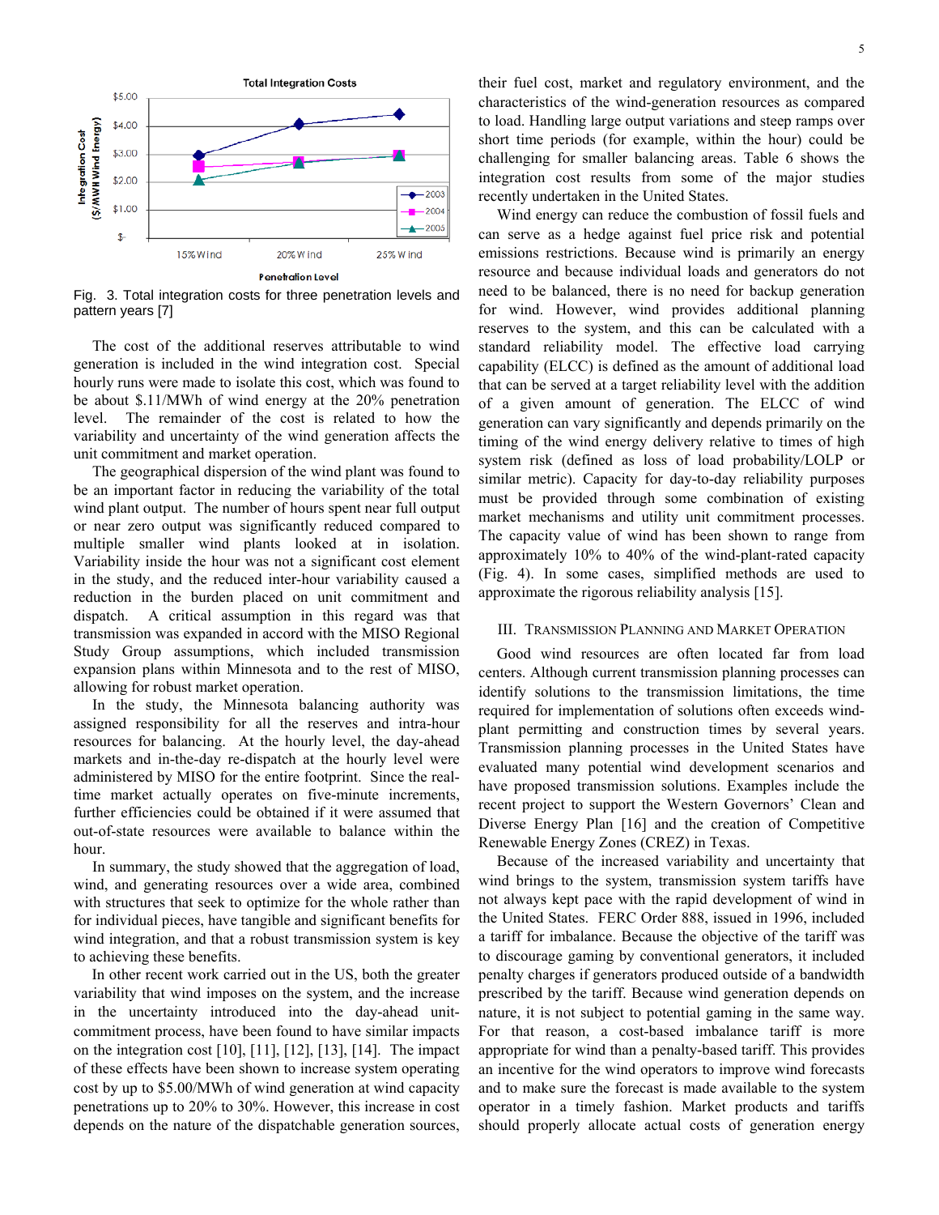Fig. 3. Total integration costs for three penetration levels and pattern years [7]

The cost of the additional reserves attributable to wind generation is included in the wind integration cost. Special hourly runs were made to isolate this cost, which was found to be about $.11/MWh of wind energy at the 20% penetration level. The remainder of the cost is related to how the variability and uncertainty of the wind generation affects the unit commitment and market operation.

The geographical dispersion of the wind plant was found to be an important factor in reducing the variability of the total wind plant output. The number of hours spent near full output or near zero output was significantly reduced compared to multiple smaller wind plants looked at in isolation. Variability inside the hour was not a significant cost element in the study, and the reduced inter-hour variability caused a reduction in the burden placed on unit commitment and dispatch. A critical assumption in this regard was that transmission was expanded in accord with the MISO Regional Study Group assumptions, which included transmission expansion plans within Minnesota and to the rest of MISO, allowing for robust market operation.

In the study, the Minnesota balancing authority was assigned responsibility for all the reserves and intra-hour resources for balancing. At the hourly level, the day-ahead markets and in-the-day re-dispatch at the hourly level were administered by MISO for the entire footprint. Since the real-time market actually operates on five-minute increments, further efficiencies could be obtained if it were assumed that out-of-state resources were available to balance within the hour.

In summary, the study showed that the aggregation of load, wind, and generating resources over a wide area, combined with structures that seek to optimize for the whole rather than for individual pieces, have tangible and significant benefits for wind integration, and that a robust transmission system is key to achieving these benefits.

In other recent work carried out in the US, both the greater variability that wind imposes on the system, and the increase in the uncertainty introduced into the day-ahead unit-commitment process, have been found to have similar impacts on the integration cost [10], [11], [12], [13], [14]. The impact of these effects have been shown to increase system operating cost by up to $5.00/MWh of wind generation at wind capacity penetrations up to 20% to 30%. However, this increase in cost depends on the nature of the dispatchable generation sources, their fuel cost, market and regulatory environment, and the characteristics of the wind-generation resources as compared to load. Handling large output variations and steep ramps over short time periods (for example, within the hour) could be challenging for smaller balancing areas. Table 6 shows the integration cost results from some of the major studies recently undertaken in the United States.

Wind energy can reduce the combustion of fossil fuels and can serve as a hedge against fuel price risk and potential emissions restrictions. Because wind is primarily an energy resource and because individual loads and generators do not need to be balanced, there is no need for backup generation for wind. However, wind provides additional planning reserves to the system, and this can be calculated with a standard reliability model. The effective load carrying capability (ELCC) is defined as the amount of additional load that can be served at a target reliability level with the addition of a given amount of generation. The ELCC of wind generation can vary significantly and depends primarily on the timing of the wind energy delivery relative to times of high system risk (defined as loss of load probability/LOLP or similar metric). Capacity for day-to-day reliability purposes must be provided through some combination of existing market mechanisms and utility unit commitment processes. The capacity value of wind has been shown to range from approximately 10% to 40% of the wind-plant-rated capacity (Fig. 4). In some cases, simplified methods are used to approximate the rigorous reliability analysis [15].

## III. Transmission Planning and Market Operation

Good wind resources are often located far from load centers. Although current transmission planning processes can identify solutions to the transmission limitations, the time required for implementation of solutions often exceeds wind-plant permitting and construction times by several years. Transmission planning processes in the United States have evaluated many potential wind development scenarios and have proposed transmission solutions. Examples include the recent project to support the Western Governors' Clean and Diverse Energy Plan [16] and the creation of Competitive Renewable Energy Zones (CREZ) in Texas.

Because of the increased variability and uncertainty that wind brings to the system, transmission system tariffs have not always kept pace with the rapid development of wind in the United States. FERC Order 888, issued in 1996, included a tariff for imbalance. Because the objective of the tariff was to discourage gaming by conventional generators, it included penalty charges if generators produced outside of a bandwidth prescribed by the tariff. Because wind generation depends on nature, it is not subject to potential gaming in the same way. For that reason, a cost-based imbalance tariff is more appropriate for wind than a penalty-based tariff. This provides an incentive for the wind operators to improve wind forecasts and to make sure the forecast is made available to the system operator in a timely fashion. Market products and tariffs should properly allocate actual costs of generation energy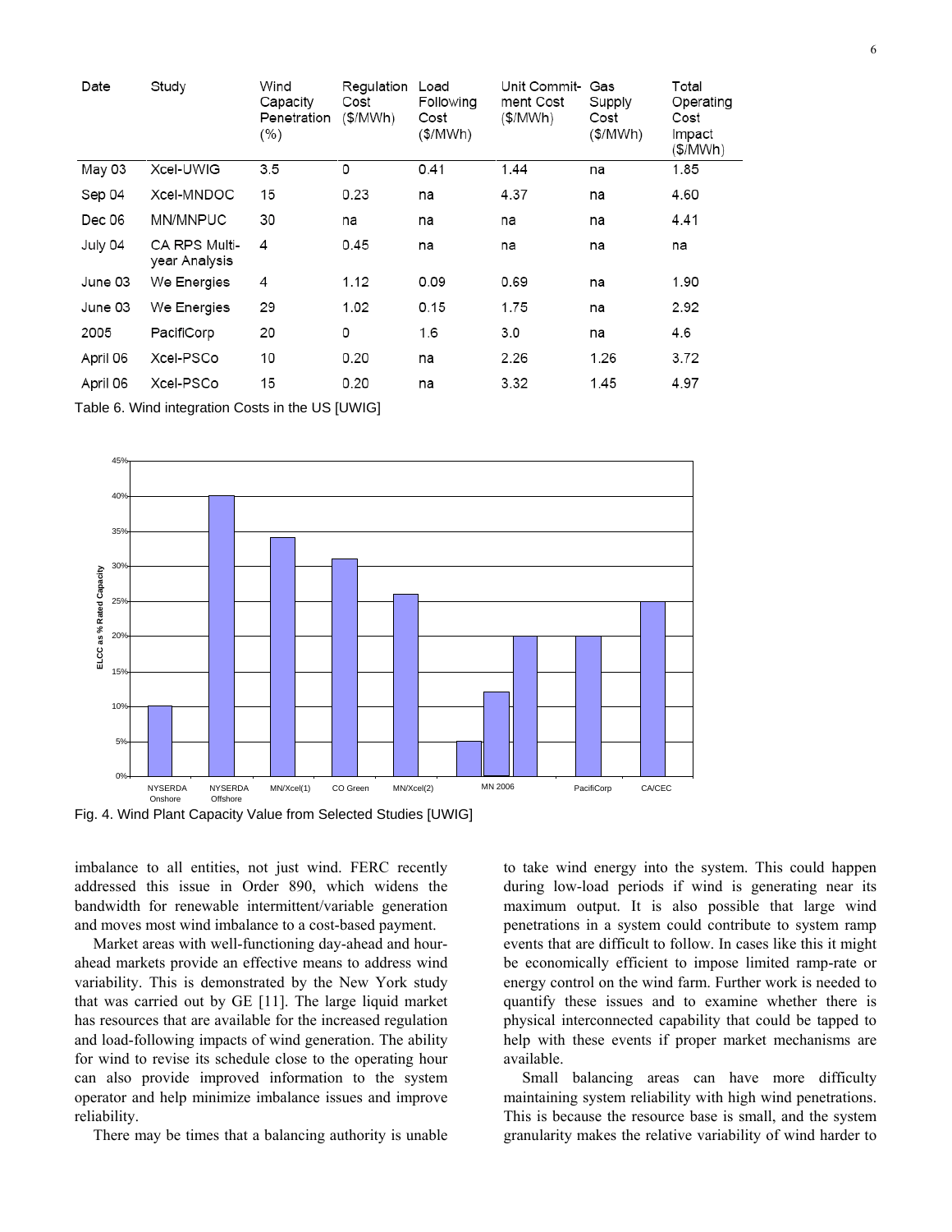| Date | Study | Wind Capacity Penetration (%) | Regulation Cost ($/MWh) | Load Following Cost ($/MWh) | Unit Commitment Cost ($/MWh) | Gas Supply Cost ($/MWh) | Total Operating Cost Impact ($/MWh) |
|---|---|---|---|---|---|---|---|
| May 03 | Xcel-UWIG | 3.5 | 0 | 0.41 | 1.44 | na | 1.85 |
| Sep 04 | Xcel-MNDOC | 15 | 0.23 | na | 4.37 | na | 4.60 |
| Dec 06 | MN/MNPUC | 30 | na | na | na | na | 4.41 |
| July 04 | CA RPS Multi-year Analysis | 4 | 0.45 | na | na | na | na |
| June 03 | We Energies | 4 | 1.12 | 0.09 | 0.69 | na | 1.90 |
| June 03 | We Energies | 29 | 1.02 | 0.15 | 1.75 | na | 2.92 |
| 2005 | PacifiCorp | 20 | 0 | 1.6 | 3.0 | na | 4.6 |
| April 06 | Xcel-PSCo | 10 | 0.20 | na | 2.26 | 1.26 | 3.72 |
| April 06 | Xcel-PSCo | 15 | 0.20 | na | 3.32 | 1.45 | 4.97 |

Table 6. Wind integration Costs in the US [UWIG]

Fig. 4. Wind Plant Capacity Value from Selected Studies [UWIG]

imbalance to all entities, not just wind. FERC recently addressed this issue in Order 890, which widens the bandwidth for renewable intermittent/variable generation and moves most wind imbalance to a cost-based payment.

Market areas with well-functioning day-ahead and hour-ahead markets provide an effective means to address wind variability. This is demonstrated by the New York study that was carried out by GE [11]. The large liquid market has resources that are available for the increased regulation and load-following impacts of wind generation. The ability for wind to revise its schedule close to the operating hour can also provide improved information to the system operator and help minimize imbalance issues and improve reliability.

There may be times that a balancing authority is unable to take wind energy into the system. This could happen during low-load periods if wind is generating near its maximum output. It is also possible that large wind penetrations in a system could contribute to system ramp events that are difficult to follow. In cases like this it might be economically efficient to impose limited ramp-rate or energy control on the wind farm. Further work is needed to quantify these issues and to examine whether there is physical interconnected capability that could be tapped to help with these events if proper market mechanisms are available.

Small balancing areas can have more difficulty maintaining system reliability with high wind penetrations. This is because the resource base is small, and the system granularity makes the relative variability of wind harder to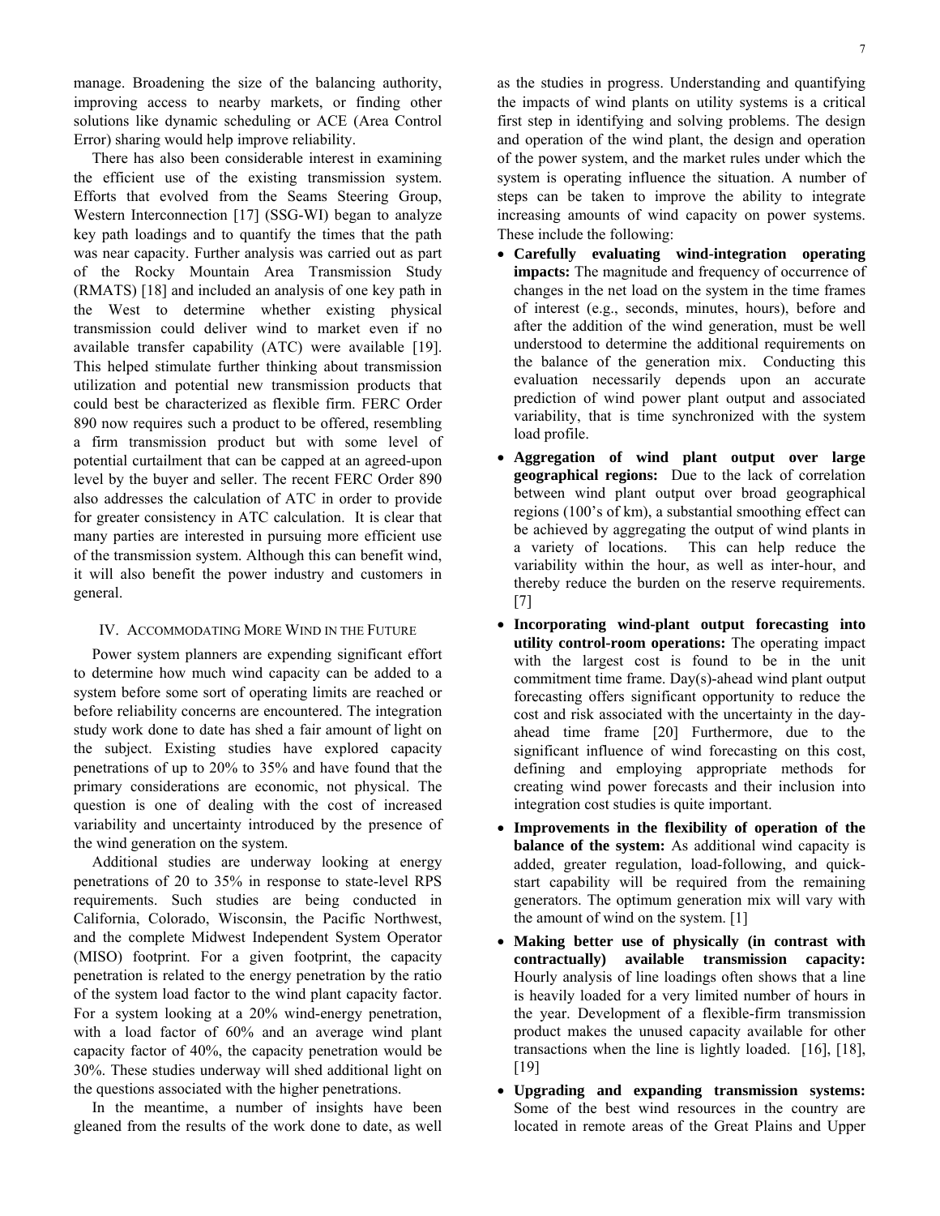manage. Broadening the size of the balancing authority, improving access to nearby markets, or finding other solutions like dynamic scheduling or ACE (Area Control Error) sharing would help improve reliability.

There has also been considerable interest in examining the efficient use of the existing transmission system. Efforts that evolved from the Seams Steering Group, Western Interconnection [17] (SSG-WI) began to analyze key path loadings and to quantify the times that the path was near capacity. Further analysis was carried out as part of the Rocky Mountain Area Transmission Study (RMATS) [18] and included an analysis of one key path in the West to determine whether existing physical transmission could deliver wind to market even if no available transfer capability (ATC) were available [19]. This helped stimulate further thinking about transmission utilization and potential new transmission products that could best be characterized as flexible firm. FERC Order 890 now requires such a product to be offered, resembling a firm transmission product but with some level of potential curtailment that can be capped at an agreed-upon level by the buyer and seller. The recent FERC Order 890 also addresses the calculation of ATC in order to provide for greater consistency in ATC calculation. It is clear that many parties are interested in pursuing more efficient use of the transmission system. Although this can benefit wind, it will also benefit the power industry and customers in general.

## IV. Accommodating More Wind in the Future

Power system planners are expending significant effort to determine how much wind capacity can be added to a system before some sort of operating limits are reached or before reliability concerns are encountered. The integration study work done to date has shed a fair amount of light on the subject. Existing studies have explored capacity penetrations of up to 20% to 35% and have found that the primary considerations are economic, not physical. The question is one of dealing with the cost of increased variability and uncertainty introduced by the presence of the wind generation on the system.

Additional studies are underway looking at energy penetrations of 20 to 35% in response to state-level RPS requirements. Such studies are being conducted in California, Colorado, Wisconsin, the Pacific Northwest, and the complete Midwest Independent System Operator (MISO) footprint. For a given footprint, the capacity penetration is related to the energy penetration by the ratio of the system load factor to the wind plant capacity factor. For a system looking at a 20% wind-energy penetration, with a load factor of 60% and an average wind plant capacity factor of 40%, the capacity penetration would be 30%. These studies underway will shed additional light on the questions associated with the higher penetrations.

In the meantime, a number of insights have been gleaned from the results of the work done to date, as well as the studies in progress. Understanding and quantifying the impacts of wind plants on utility systems is a critical first step in identifying and solving problems. The design and operation of the wind plant, the design and operation of the power system, and the market rules under which the system is operating influence the situation. A number of steps can be taken to improve the ability to integrate increasing amounts of wind capacity on power systems. These include the following:

- **Carefully evaluating wind-integration operating impacts:** The magnitude and frequency of occurrence of changes in the net load on the system in the time frames of interest (e.g., seconds, minutes, hours), before and after the addition of the wind generation, must be well understood to determine the additional requirements on the balance of the generation mix. Conducting this evaluation necessarily depends upon an accurate prediction of wind power plant output and associated variability, that is time synchronized with the system load profile.
- **Aggregation of wind plant output over large geographical regions:** Due to the lack of correlation between wind plant output over broad geographical regions (100's of km), a substantial smoothing effect can be achieved by aggregating the output of wind plants in a variety of locations. This can help reduce the variability within the hour, as well as inter-hour, and thereby reduce the burden on the reserve requirements. [7]
- **Incorporating wind-plant output forecasting into utility control-room operations:** The operating impact with the largest cost is found to be in the unit commitment time frame. Day(s)-ahead wind plant output forecasting offers significant opportunity to reduce the cost and risk associated with the uncertainty in the day-ahead time frame [20] Furthermore, due to the significant influence of wind forecasting on this cost, defining and employing appropriate methods for creating wind power forecasts and their inclusion into integration cost studies is quite important.
- **Improvements in the flexibility of operation of the balance of the system:** As additional wind capacity is added, greater regulation, load-following, and quick-start capability will be required from the remaining generators. The optimum generation mix will vary with the amount of wind on the system. [1]
- **Making better use of physically (in contrast with contractually) available transmission capacity:** Hourly analysis of line loadings often shows that a line is heavily loaded for a very limited number of hours in the year. Development of a flexible-firm transmission product makes the unused capacity available for other transactions when the line is lightly loaded. [16], [18], [19]
- **Upgrading and expanding transmission systems:** Some of the best wind resources in the country are located in remote areas of the Great Plains and Upper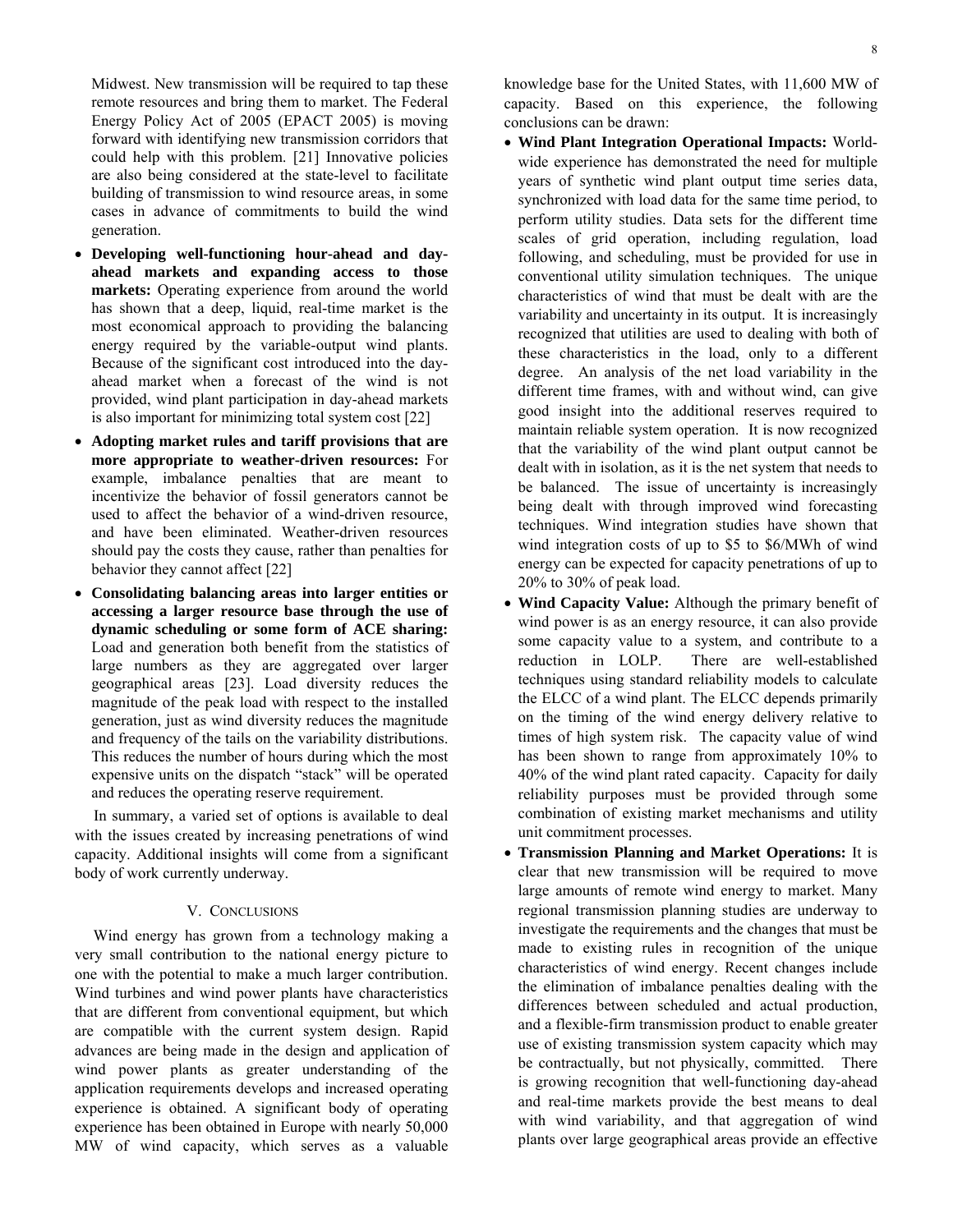Midwest. New transmission will be required to tap these remote resources and bring them to market. The Federal Energy Policy Act of 2005 (EPACT 2005) is moving forward with identifying new transmission corridors that could help with this problem. [21] Innovative policies are also being considered at the state-level to facilitate building of transmission to wind resource areas, in some cases in advance of commitments to build the wind generation.

- **Developing well-functioning hour-ahead and day-ahead markets and expanding access to those markets:** Operating experience from around the world has shown that a deep, liquid, real-time market is the most economical approach to providing the balancing energy required by the variable-output wind plants. Because of the significant cost introduced into the day-ahead market when a forecast of the wind is not provided, wind plant participation in day-ahead markets is also important for minimizing total system cost [22]
- **Adopting market rules and tariff provisions that are more appropriate to weather-driven resources:** For example, imbalance penalties that are meant to incentivize the behavior of fossil generators cannot be used to affect the behavior of a wind-driven resource, and have been eliminated. Weather-driven resources should pay the costs they cause, rather than penalties for behavior they cannot affect [22]
- **Consolidating balancing areas into larger entities or accessing a larger resource base through the use of dynamic scheduling or some form of ACE sharing:** Load and generation both benefit from the statistics of large numbers as they are aggregated over larger geographical areas [23]. Load diversity reduces the magnitude of the peak load with respect to the installed generation, just as wind diversity reduces the magnitude and frequency of the tails on the variability distributions. This reduces the number of hours during which the most expensive units on the dispatch "stack" will be operated and reduces the operating reserve requirement.

In summary, a varied set of options is available to deal with the issues created by increasing penetrations of wind capacity. Additional insights will come from a significant body of work currently underway.

## V. Conclusions

Wind energy has grown from a technology making a very small contribution to the national energy picture to one with the potential to make a much larger contribution. Wind turbines and wind power plants have characteristics that are different from conventional equipment, but which are compatible with the current system design. Rapid advances are being made in the design and application of wind power plants as greater understanding of the application requirements develops and increased operating experience is obtained. A significant body of operating experience has been obtained in Europe with nearly 50,000 MW of wind capacity, which serves as a valuable knowledge base for the United States, with 11,600 MW of capacity. Based on this experience, the following conclusions can be drawn:

- **Wind Plant Integration Operational Impacts:** World-wide experience has demonstrated the need for multiple years of synthetic wind plant output time series data, synchronized with load data for the same time period, to perform utility studies. Data sets for the different time scales of grid operation, including regulation, load following, and scheduling, must be provided for use in conventional utility simulation techniques. The unique characteristics of wind that must be dealt with are the variability and uncertainty in its output. It is increasingly recognized that utilities are used to dealing with both of these characteristics in the load, only to a different degree. An analysis of the net load variability in the different time frames, with and without wind, can give good insight into the additional reserves required to maintain reliable system operation. It is now recognized that the variability of the wind plant output cannot be dealt with in isolation, as it is the net system that needs to be balanced. The issue of uncertainty is increasingly being dealt with through improved wind forecasting techniques. Wind integration studies have shown that wind integration costs of up to \$5 to \$6/MWh of wind energy can be expected for capacity penetrations of up to 20% to 30% of peak load.
- **Wind Capacity Value:** Although the primary benefit of wind power is as an energy resource, it can also provide some capacity value to a system, and contribute to a reduction in LOLP. There are well-established techniques using standard reliability models to calculate the ELCC of a wind plant. The ELCC depends primarily on the timing of the wind energy delivery relative to times of high system risk. The capacity value of wind has been shown to range from approximately 10% to 40% of the wind plant rated capacity. Capacity for daily reliability purposes must be provided through some combination of existing market mechanisms and utility unit commitment processes.
- **Transmission Planning and Market Operations:** It is clear that new transmission will be required to move large amounts of remote wind energy to market. Many regional transmission planning studies are underway to investigate the requirements and the changes that must be made to existing rules in recognition of the unique characteristics of wind energy. Recent changes include the elimination of imbalance penalties dealing with the differences between scheduled and actual production, and a flexible-firm transmission product to enable greater use of existing transmission system capacity which may be contractually, but not physically, committed. There is growing recognition that well-functioning day-ahead and real-time markets provide the best means to deal with wind variability, and that aggregation of wind plants over large geographical areas provide an effective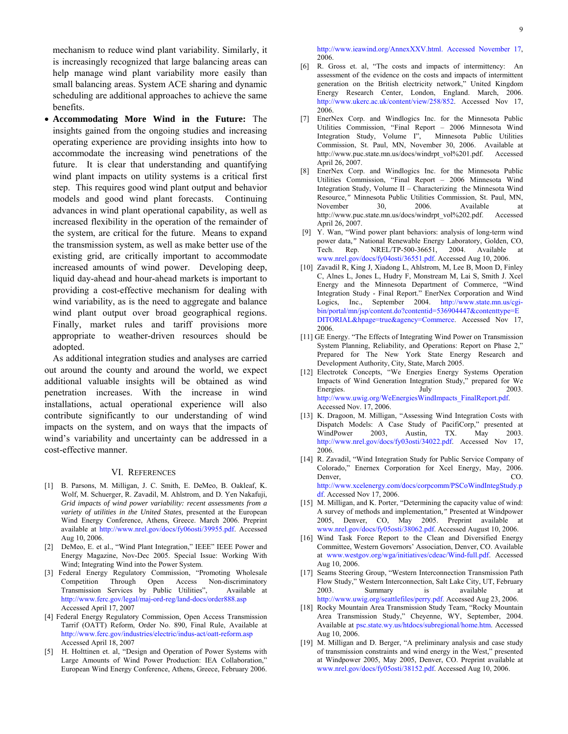mechanism to reduce wind plant variability. Similarly, it is increasingly recognized that large balancing areas can help manage wind plant variability more easily than small balancing areas. System ACE sharing and dynamic scheduling are additional approaches to achieve the same benefits.

- **Accommodating More Wind in the Future:** The insights gained from the ongoing studies and increasing operating experience are providing insights into how to accommodate the increasing wind penetrations of the future. It is clear that understanding and quantifying wind plant impacts on utility systems is a critical first step. This requires good wind plant output and behavior models and good wind plant forecasts. Continuing advances in wind plant operational capability, as well as increased flexibility in the operation of the remainder of the system, are critical for the future. Means to expand the transmission system, as well as make better use of the existing grid, are critically important to accommodate increased amounts of wind power. Developing deep, liquid day-ahead and hour-ahead markets is important to providing a cost-effective mechanism for dealing with wind variability, as is the need to aggregate and balance wind plant output over broad geographical regions. Finally, market rules and tariff provisions more appropriate to weather-driven resources should be adopted.

As additional integration studies and analyses are carried out around the county and around the world, we expect additional valuable insights will be obtained as wind penetration increases. With the increase in wind installations, actual operational experience will also contribute significantly to our understanding of wind impacts on the system, and on ways that the impacts of wind's variability and uncertainty can be addressed in a cost-effective manner.

## VI. References

[1] B. Parsons, M. Milligan, J. C. Smith, E. DeMeo, B. Oakleaf, K. Wolf, M. Schuerger, R. Zavadil, M. Ahlstrom, and D. Yen Nakafuji, *Grid impacts of wind power variability: recent assessments from a variety of utilities in the United States,* presented at the European Wind Energy Conference, Athens, Greece. March 2006. Preprint available at http://www.nrel.gov/docs/fy06osti/39955.pdf. Accessed Aug 10, 2006.

[2] DeMeo, E. et al., "Wind Plant Integration," IEEE" IEEE Power and Energy Magazine, Nov-Dec 2005. Special Issue: Working With Wind; Integrating Wind into the Power System.

[3] Federal Energy Regulatory Commission, "Promoting Wholesale Competition Through Open Access Non-discriminatory Transmission Services by Public Utilities", Available at http://www.ferc.gov/legal/maj-ord-reg/land-docs/order888.asp Accessed April 17, 2007

[4] Federal Energy Regulatory Commission, Open Access Transmission Tarrif (OATT) Reform, Order No. 890, Final Rule, Available at http://www.ferc.gov/industries/electric/indus-act/oatt-reform.asp Accessed April 18, 2007

[5] H. Holttinen et. al, "Design and Operation of Power Systems with Large Amounts of Wind Power Production: IEA Collaboration," European Wind Energy Conference, Athens, Greece, February 2006. http://www.ieawind.org/AnnexXXV.html. Accessed November 17, 2006.

[6] R. Gross et. al, "The costs and impacts of intermittency: An assessment of the evidence on the costs and impacts of intermittent generation on the British electricity network," United Kingdom Energy Research Center, London, England. March, 2006. http://www.ukerc.ac.uk/content/view/258/852. Accessed Nov 17, 2006.

[7] EnerNex Corp. and Windlogics Inc. for the Minnesota Public Utilities Commission, "Final Report – 2006 Minnesota Wind Integration Study, Volume I", Minnesota Public Utilities Commission, St. Paul, MN, November 30, 2006. Available at http://www.puc.state.mn.us/docs/windrpt_vol%201.pdf. Accessed April 26, 2007.

[8] EnerNex Corp. and Windlogics Inc. for the Minnesota Public Utilities Commission, "Final Report – 2006 Minnesota Wind Integration Study, Volume II – Characterizing the Minnesota Wind Resource," Minnesota Public Utilities Commission, St. Paul, MN, November 30, 2006. Available at http://www.puc.state.mn.us/docs/windrpt_vol%202.pdf. Accessed April 26, 2007.

[9] Y. Wan, "Wind power plant behaviors: analysis of long-term wind power data," National Renewable Energy Laboratory, Golden, CO, Tech. Rep. NREL/TP-500-36651, 2004. Available at www.nrel.gov/docs/fy04osti/36551.pdf. Accessed Aug 10, 2006.

[10] Zavadil R, King J, Xiadong L, Ahlstrom, M, Lee B, Moon D, Finley C, Alnes L, Jones L, Hudry F, Monstream M, Lai S, Smith J. Xcel Energy and the Minnesota Department of Commerce, "Wind Integration Study - Final Report." EnerNex Corporation and Wind Logics, Inc., September 2004. http://www.state.mn.us/cgi-bin/portal/mn/jsp/content.do?contentid=536904447&contenttype=EDITORIAL&hpage=true&agency=Commerce. Accessed Nov 17, 2006.

[11] GE Energy. "The Effects of Integrating Wind Power on Transmission System Planning, Reliability, and Operations: Report on Phase 2," Prepared for The New York State Energy Research and Development Authority, City, State, March 2005.

[12] Electrotek Concepts, "We Energies Energy Systems Operation Impacts of Wind Generation Integration Study," prepared for We Energies. July 2003. http://www.uwig.org/WeEnergiesWindImpacts_FinalReport.pdf. Accessed Nov. 17, 2006.

[13] K. Dragoon, M. Milligan, "Assessing Wind Integration Costs with Dispatch Models: A Case Study of PacifiCorp," presented at WindPower 2003, Austin, TX. May 2003. http://www.nrel.gov/docs/fy03osti/34022.pdf. Accessed Nov 17, 2006.

[14] R. Zavadil, "Wind Integration Study for Public Service Company of Colorado," Enernex Corporation for Xcel Energy, May, 2006. Denver, CO. http://www.xcelenergy.com/docs/corpcomm/PSCoWindIntegStudy.pdf. Accessed Nov 17, 2006.

[15] M. Milligan, and K. Porter, "Determining the capacity value of wind: A survey of methods and implementation," Presented at Windpower 2005, Denver, CO, May 2005. Preprint available at www.nrel.gov/docs/fy05osti/38062.pdf. Accessed August 10, 2006.

[16] Wind Task Force Report to the Clean and Diversified Energy Committee, Western Governors' Association, Denver, CO. Available at www.westgov.org/wga/initiatives/cdeac/Wind-full.pdf. Accessed Aug 10, 2006.

[17] Seams Steering Group, "Western Interconnection Transmission Path Flow Study," Western Interconnection, Salt Lake City, UT, February 2003. Summary is available at http://www.uwig.org/seattlefiles/perry.pdf. Accessed Aug 23, 2006.

[18] Rocky Mountain Area Transmission Study Team, "Rocky Mountain Area Transmission Study," Cheyenne, WY, September, 2004. Available at psc.state.wy.us/htdocs/subregional/home.htm. Accessed Aug 10, 2006.

[19] M. Milligan and D. Berger, "A preliminary analysis and case study of transmission constraints and wind energy in the West," presented at Windpower 2005, May 2005, Denver, CO. Preprint available at www.nrel.gov/docs/fy05osti/38152.pdf. Accessed Aug 10, 2006.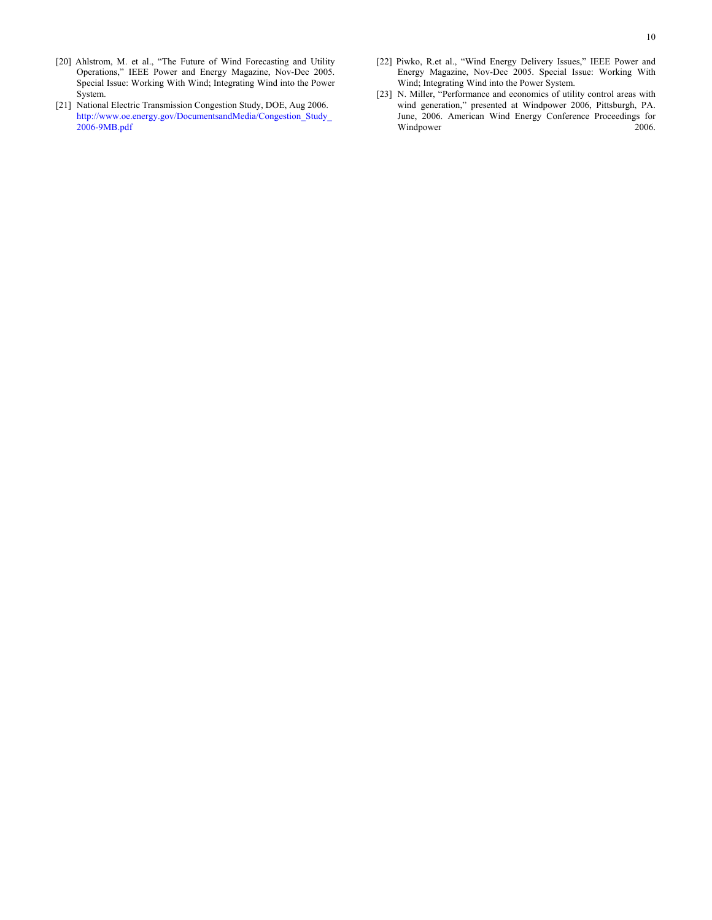[20] Ahlstrom, M. et al., "The Future of Wind Forecasting and Utility Operations," IEEE Power and Energy Magazine, Nov-Dec 2005. Special Issue: Working With Wind; Integrating Wind into the Power System.

[21] National Electric Transmission Congestion Study, DOE, Aug 2006. http://www.oe.energy.gov/DocumentsandMedia/Congestion_Study_2006-9MB.pdf

[22] Piwko, R.et al., "Wind Energy Delivery Issues," IEEE Power and Energy Magazine, Nov-Dec 2005. Special Issue: Working With Wind; Integrating Wind into the Power System.

[23] N. Miller, "Performance and economics of utility control areas with wind generation," presented at Windpower 2006, Pittsburgh, PA. June, 2006. American Wind Energy Conference Proceedings for Windpower 2006.